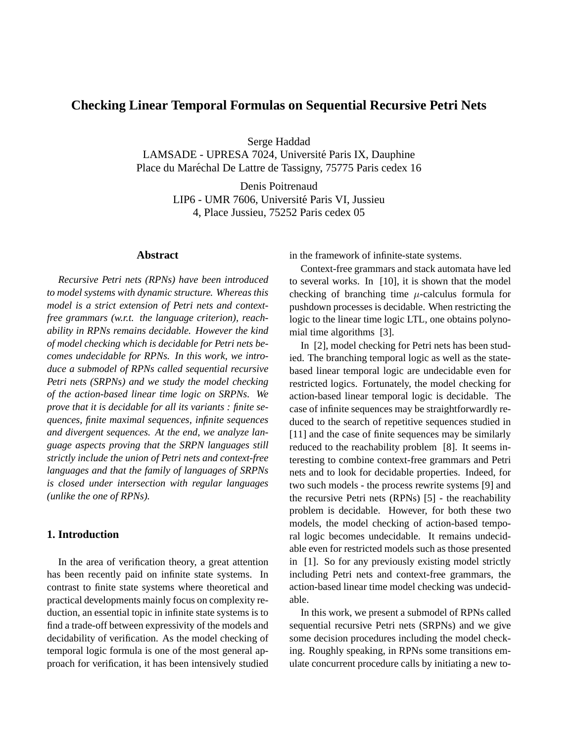# Checking Linear Temporal Formulas on Sequential Recursive Petri Nets

Serge Haddad
LAMSADE - UPRESA 7024, Université Paris IX, Dauphine
Place du Maréchal De Lattre de Tassigny, 75775 Paris cedex 16

Denis Poitrenaud
LIP6 - UMR 7606, Université Paris VI, Jussieu
4, Place Jussieu, 75252 Paris cedex 05

## Abstract

*Recursive Petri nets (RPNs) have been introduced to model systems with dynamic structure. Whereas this model is a strict extension of Petri nets and context-free grammars (w.r.t. the language criterion), reachability in RPNs remains decidable. However the kind of model checking which is decidable for Petri nets becomes undecidable for RPNs. In this work, we introduce a submodel of RPNs called sequential recursive Petri nets (SRPNs) and we study the model checking of the action-based linear time logic on SRPNs. We prove that it is decidable for all its variants : finite sequences, finite maximal sequences, infinite sequences and divergent sequences. At the end, we analyze language aspects proving that the SRPN languages still strictly include the union of Petri nets and context-free languages and that the family of languages of SRPNs is closed under intersection with regular languages (unlike the one of RPNs).*

## 1. Introduction

In the area of verification theory, a great attention has been recently paid on infinite state systems. In contrast to finite state systems where theoretical and practical developments mainly focus on complexity reduction, an essential topic in infinite state systems is to find a trade-off between expressivity of the models and decidability of verification. As the model checking of temporal logic formula is one of the most general approach for verification, it has been intensively studied in the framework of infinite-state systems.

Context-free grammars and stack automata have led to several works. In [10], it is shown that the model checking of branching time $\mu$-calculus formula for pushdown processes is decidable. When restricting the logic to the linear time logic LTL, one obtains polynomial time algorithms [3].

In [2], model checking for Petri nets has been studied. The branching temporal logic as well as the state-based linear temporal logic are undecidable even for restricted logics. Fortunately, the model checking for action-based linear temporal logic is decidable. The case of infinite sequences may be straightforwardly reduced to the search of repetitive sequences studied in [11] and the case of finite sequences may be similarly reduced to the reachability problem [8]. It seems interesting to combine context-free grammars and Petri nets and to look for decidable properties. Indeed, for two such models - the process rewrite systems [9] and the recursive Petri nets (RPNs) [5] - the reachability problem is decidable. However, for both these two models, the model checking of action-based temporal logic becomes undecidable. It remains undecidable even for restricted models such as those presented in [1]. So for any previously existing model strictly including Petri nets and context-free grammars, the action-based linear time model checking was undecidable.

In this work, we present a submodel of RPNs called sequential recursive Petri nets (SRPNs) and we give some decision procedures including the model checking. Roughly speaking, in RPNs some transitions emulate concurrent procedure calls by initiating a new to-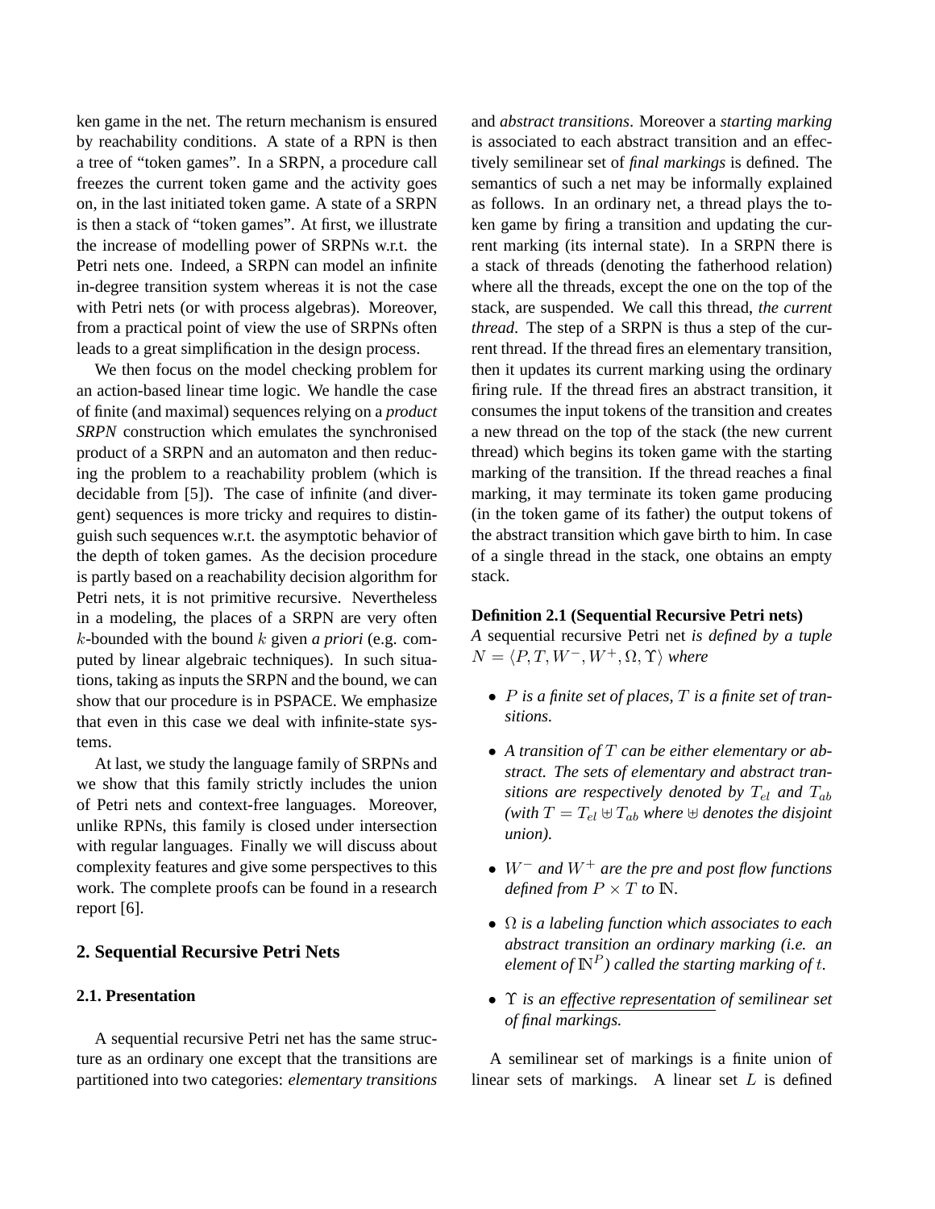ken game in the net. The return mechanism is ensured by reachability conditions. A state of a RPN is then a tree of "token games". In a SRPN, a procedure call freezes the current token game and the activity goes on, in the last initiated token game. A state of a SRPN is then a stack of "token games". At first, we illustrate the increase of modelling power of SRPNs w.r.t. the Petri nets one. Indeed, a SRPN can model an infinite in-degree transition system whereas it is not the case with Petri nets (or with process algebras). Moreover, from a practical point of view the use of SRPNs often leads to a great simplification in the design process.

We then focus on the model checking problem for an action-based linear time logic. We handle the case of finite (and maximal) sequences relying on a *product SRPN* construction which emulates the synchronised product of a SRPN and an automaton and then reducing the problem to a reachability problem (which is decidable from [5]). The case of infinite (and divergent) sequences is more tricky and requires to distinguish such sequences w.r.t. the asymptotic behavior of the depth of token games. As the decision procedure is partly based on a reachability decision algorithm for Petri nets, it is not primitive recursive. Nevertheless in a modeling, the places of a SRPN are very often $k$-bounded with the bound $k$ given *a priori* (e.g. computed by linear algebraic techniques). In such situations, taking as inputs the SRPN and the bound, we can show that our procedure is in PSPACE. We emphasize that even in this case we deal with infinite-state systems.

At last, we study the language family of SRPNs and we show that this family strictly includes the union of Petri nets and context-free languages. Moreover, unlike RPNs, this family is closed under intersection with regular languages. Finally we will discuss about complexity features and give some perspectives to this work. The complete proofs can be found in a research report [6].

## 2. Sequential Recursive Petri Nets

### 2.1. Presentation

A sequential recursive Petri net has the same structure as an ordinary one except that the transitions are partitioned into two categories: *elementary transitions* and *abstract transitions*. Moreover a *starting marking* is associated to each abstract transition and an effectively semilinear set of *final markings* is defined. The semantics of such a net may be informally explained as follows. In an ordinary net, a thread plays the token game by firing a transition and updating the current marking (its internal state). In a SRPN there is a stack of threads (denoting the fatherhood relation) where all the threads, except the one on the top of the stack, are suspended. We call this thread, *the current thread*. The step of a SRPN is thus a step of the current thread. If the thread fires an elementary transition, then it updates its current marking using the ordinary firing rule. If the thread fires an abstract transition, it consumes the input tokens of the transition and creates a new thread on the top of the stack (the new current thread) which begins its token game with the starting marking of the transition. If the thread reaches a final marking, it may terminate its token game producing (in the token game of its father) the output tokens of the abstract transition which gave birth to him. In case of a single thread in the stack, one obtains an empty stack.

**Definition 2.1 (Sequential Recursive Petri nets)** *A* sequential recursive Petri net *is defined by a tuple* $N = \langle P, T, W^-, W^+, \Omega, \Upsilon \rangle$ *where*

- $P$ *is a finite set of places,* $T$ *is a finite set of transitions.*
- *A transition of* $T$ *can be either elementary or abstract. The sets of elementary and abstract transitions are respectively denoted by* $T_{el}$ *and* $T_{ab}$ *(with* $T = T_{el} \uplus T_{ab}$ *where* $\uplus$ *denotes the disjoint union).*
- $W^-$ *and* $W^+$ *are the pre and post flow functions defined from* $P \times T$ *to* $\mathbb{N}$.
- $\Omega$ *is a labeling function which associates to each abstract transition an ordinary marking (i.e. an element of* $\mathbb{N}^P$*) called the starting marking of* $t$.
- $\Upsilon$ *is an effective representation of semilinear set of final markings.*

A semilinear set of markings is a finite union of linear sets of markings. A linear set $L$ is defined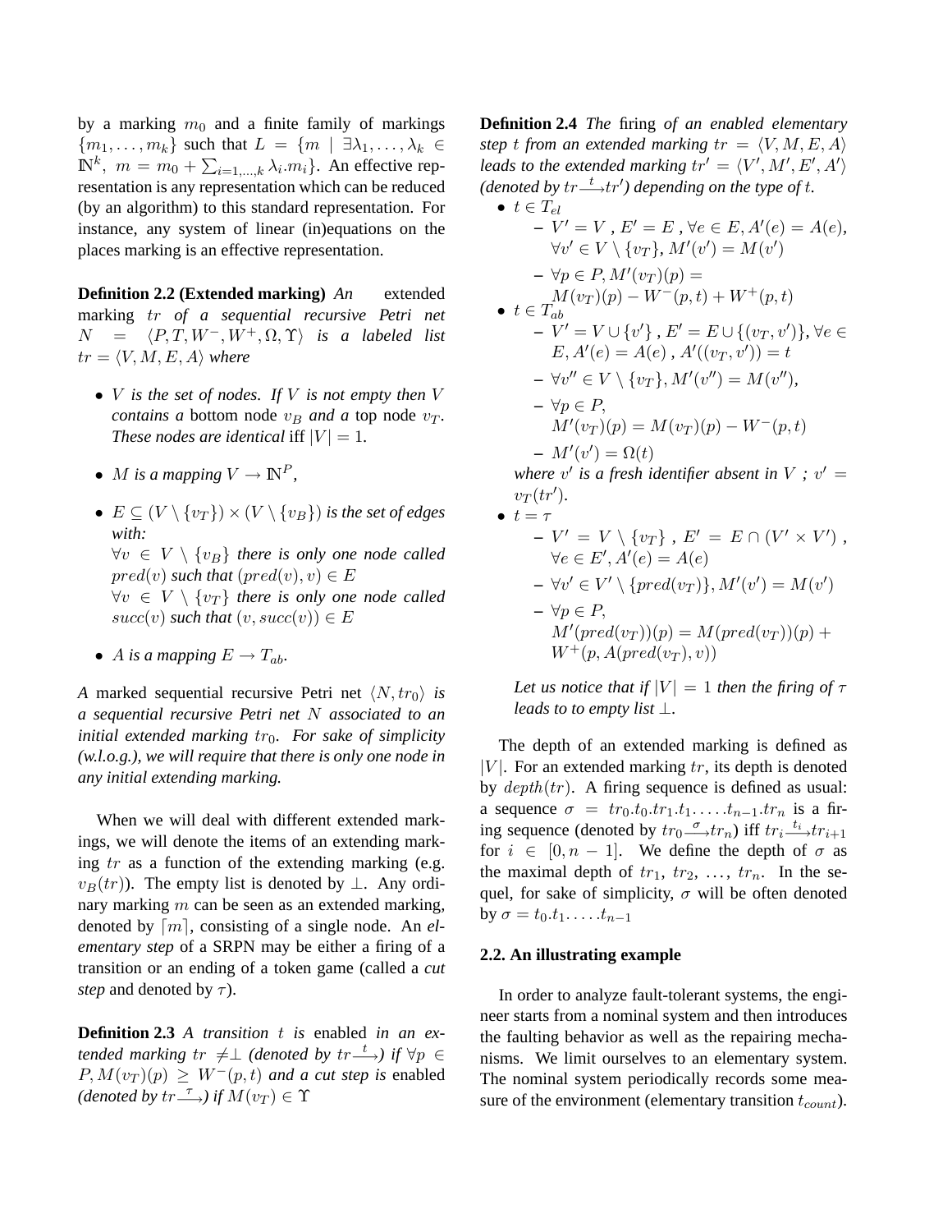by a marking $m_0$ and a finite family of markings $\{m_1, \ldots, m_k\}$ such that $L = \{m \mid \exists \lambda_1, \ldots, \lambda_k \in \mathbb{N}^k,\ m = m_0 + \sum_{i=1,\ldots,k} \lambda_i . m_i\}$. An effective representation is any representation which can be reduced (by an algorithm) to this standard representation. For instance, any system of linear (in)equations on the places marking is an effective representation.

**Definition 2.2 (Extended marking)** *An extended marking $tr$ of a sequential recursive Petri net $N = \langle P, T, W^-, W^+, \Omega, \Upsilon \rangle$ is a labeled list $tr = \langle V, M, E, A \rangle$ where*

- *$V$ is the set of nodes. If $V$ is not empty then $V$ contains a* bottom node *$v_B$ and a* top node *$v_T$. These nodes are identical* iff *$|V| = 1$.*
- *$M$ is a mapping $V \rightarrow \mathbb{N}^P$,*
- *$E \subseteq (V \setminus \{v_T\}) \times (V \setminus \{v_B\})$ is the set of edges with:*
  *$\forall v \in V \setminus \{v_B\}$ there is only one node called $pred(v)$ such that $(pred(v), v) \in E$*
  *$\forall v \in V \setminus \{v_T\}$ there is only one node called $succ(v)$ such that $(v, succ(v)) \in E$*
- *$A$ is a mapping $E \rightarrow T_{ab}$.*

*A* marked sequential recursive Petri net *$\langle N, tr_0 \rangle$ is a sequential recursive Petri net $N$ associated to an initial extended marking $tr_0$. For sake of simplicity (w.l.o.g.), we will require that there is only one node in any initial extending marking.*

When we will deal with different extended markings, we will denote the items of an extending marking $tr$ as a function of the extending marking (e.g. $v_B(tr)$). The empty list is denoted by $\perp$. Any ordinary marking $m$ can be seen as an extended marking, denoted by $\lceil m \rceil$, consisting of a single node. An *elementary step* of a SRPN may be either a firing of a transition or an ending of a token game (called a *cut step* and denoted by $\tau$).

**Definition 2.3** *A transition $t$ is* enabled *in an extended marking $tr \neq \perp$ (denoted by $tr \xrightarrow{t}$) if $\forall p \in P, M(v_T)(p) \geq W^-(p, t)$ and a cut step is* enabled *(denoted by $tr \xrightarrow{\tau}$) if $M(v_T) \in \Upsilon$*

**Definition 2.4** *The* firing *of an enabled elementary step $t$ from an extended marking $tr = \langle V, M, E, A \rangle$ leads to the extended marking $tr' = \langle V', M', E', A' \rangle$ (denoted by $tr \xrightarrow{t} tr'$) depending on the type of $t$.*

- $t \in T_{el}$
  - $V' = V$ , $E' = E$ , $\forall e \in E, A'(e) = A(e)$, $\forall v' \in V \setminus \{v_T\}, M'(v') = M(v')$
  - $\forall p \in P, M'(v_T)(p) = M(v_T)(p) - W^-(p, t) + W^+(p, t)$
- $t \in T_{ab}$
  - $V' = V \cup \{v'\}$ , $E' = E \cup \{(v_T, v')\}$, $\forall e \in E, A'(e) = A(e)$ , $A'((v_T, v')) = t$
  - $\forall v'' \in V \setminus \{v_T\}, M'(v'') = M(v'')$,
  - $\forall p \in P$, $M'(v_T)(p) = M(v_T)(p) - W^-(p, t)$
  - $M'(v') = \Omega(t)$

  *where $v'$ is a fresh identifier absent in $V$ ; $v' = v_T(tr')$.*
- $t = \tau$
  - $V' = V \setminus \{v_T\}$ , $E' = E \cap (V' \times V')$ , $\forall e \in E', A'(e) = A(e)$
  - $\forall v' \in V' \setminus \{pred(v_T)\}, M'(v') = M(v')$
  - $\forall p \in P$, $M'(pred(v_T))(p) = M(pred(v_T))(p) + W^+(p, A(pred(v_T), v))$

  *Let us notice that if $|V| = 1$ then the firing of $\tau$ leads to to empty list $\perp$.*

The depth of an extended marking is defined as $|V|$. For an extended marking $tr$, its depth is denoted by $depth(tr)$. A firing sequence is defined as usual: a sequence $\sigma = tr_0.t_0.tr_1.t_1. \ldots .t_{n-1}.tr_n$ is a firing sequence (denoted by $tr_0 \xrightarrow{\sigma} tr_n$) iff $tr_i \xrightarrow{t_i} tr_{i+1}$ for $i \in [0, n-1]$. We define the depth of $\sigma$ as the maximal depth of $tr_1$, $tr_2$, $\ldots$, $tr_n$. In the sequel, for sake of simplicity, $\sigma$ will be often denoted by $\sigma = t_0.t_1. \ldots .t_{n-1}$

### 2.2. An illustrating example

In order to analyze fault-tolerant systems, the engineer starts from a nominal system and then introduces the faulting behavior as well as the repairing mechanisms. We limit ourselves to an elementary system. The nominal system periodically records some measure of the environment (elementary transition $t_{count}$).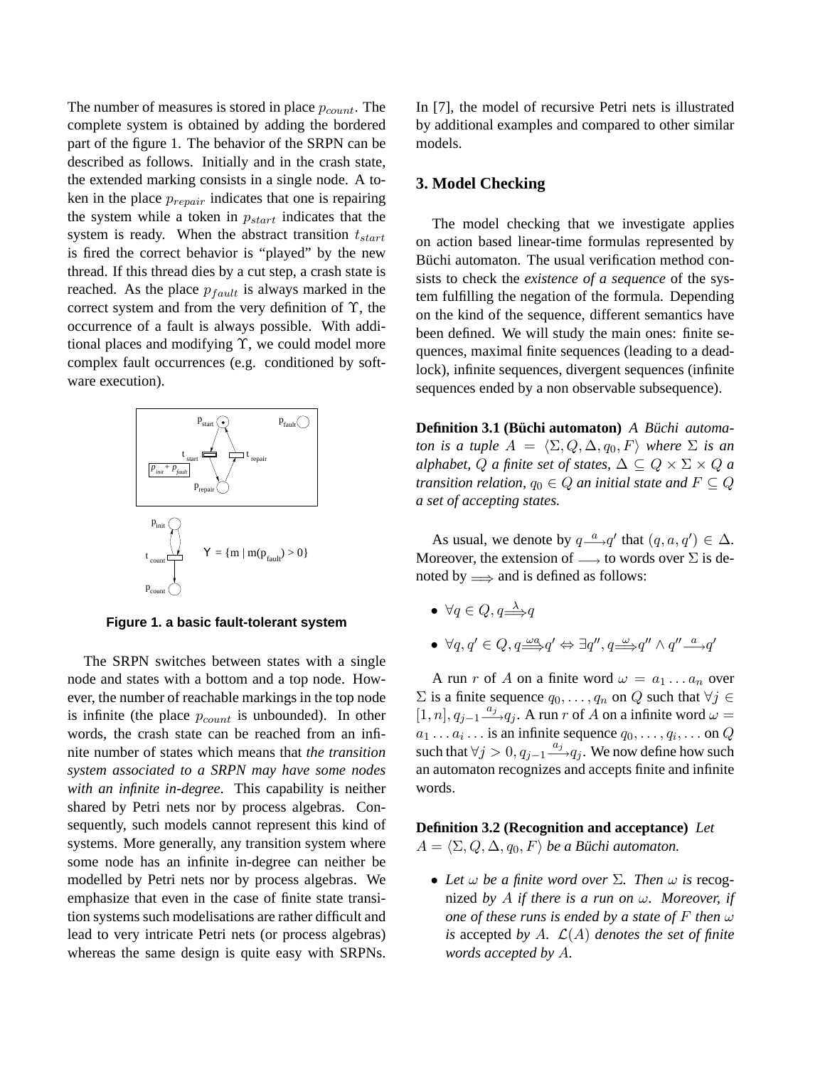The number of measures is stored in place $p_{count}$. The complete system is obtained by adding the bordered part of the figure 1. The behavior of the SRPN can be described as follows. Initially and in the crash state, the extended marking consists in a single node. A token in the place $p_{repair}$ indicates that one is repairing the system while a token in $p_{start}$ indicates that the system is ready. When the abstract transition $t_{start}$ is fired the correct behavior is "played" by the new thread. If this thread dies by a cut step, a crash state is reached. As the place $p_{fault}$ is always marked in the correct system and from the very definition of $\Upsilon$, the occurrence of a fault is always possible. With additional places and modifying $\Upsilon$, we could model more complex fault occurrences (e.g. conditioned by software execution).

**Figure 1. a basic fault-tolerant system**

The SRPN switches between states with a single node and states with a bottom and a top node. However, the number of reachable markings in the top node is infinite (the place $p_{count}$ is unbounded). In other words, the crash state can be reached from an infinite number of states which means that *the transition system associated to a SRPN may have some nodes with an infinite in-degree*. This capability is neither shared by Petri nets nor by process algebras. Consequently, such models cannot represent this kind of systems. More generally, any transition system where some node has an infinite in-degree can neither be modelled by Petri nets nor by process algebras. We emphasize that even in the case of finite state transition systems such modelisations are rather difficult and lead to very intricate Petri nets (or process algebras) whereas the same design is quite easy with SRPNs.

In [7], the model of recursive Petri nets is illustrated by additional examples and compared to other similar models.

## 3. Model Checking

The model checking that we investigate applies on action based linear-time formulas represented by Büchi automaton. The usual verification method consists to check the *existence of a sequence* of the system fulfilling the negation of the formula. Depending on the kind of the sequence, different semantics have been defined. We will study the main ones: finite sequences, maximal finite sequences (leading to a deadlock), infinite sequences, divergent sequences (infinite sequences ended by a non observable subsequence).

**Definition 3.1 (Büchi automaton)** *A Büchi automaton is a tuple $A = \langle \Sigma, Q, \Delta, q_0, F \rangle$ where $\Sigma$ is an alphabet, $Q$ a finite set of states, $\Delta \subseteq Q \times \Sigma \times Q$ a transition relation, $q_0 \in Q$ an initial state and $F \subseteq Q$ a set of accepting states.*

As usual, we denote by $q \xrightarrow{a} q'$ that $(q, a, q') \in \Delta$. Moreover, the extension of $\longrightarrow$ to words over $\Sigma$ is denoted by $\Longrightarrow$ and is defined as follows:

- $\forall q \in Q, q \overset{\lambda}{\Longrightarrow} q$
- $\forall q, q' \in Q, q \overset{\omega a}{\Longrightarrow} q' \Leftrightarrow \exists q'', q \overset{\omega}{\Longrightarrow} q'' \wedge q'' \xrightarrow{a} q'$

A run $r$ of $A$ on a finite word $\omega = a_1 \ldots a_n$ over $\Sigma$ is a finite sequence $q_0, \ldots, q_n$ on $Q$ such that $\forall j \in [1, n], q_{j-1} \xrightarrow{a_j} q_j$. A run $r$ of $A$ on a infinite word $\omega = a_1 \ldots a_i \ldots$ is an infinite sequence $q_0, \ldots, q_i, \ldots$ on $Q$ such that $\forall j > 0, q_{j-1} \xrightarrow{a_j} q_j$. We now define how such an automaton recognizes and accepts finite and infinite words.

**Definition 3.2 (Recognition and acceptance)** *Let $A = \langle \Sigma, Q, \Delta, q_0, F \rangle$ be a Büchi automaton.*

- *Let $\omega$ be a finite word over $\Sigma$. Then $\omega$ is* recognized *by $A$ if there is a run on $\omega$. Moreover, if one of these runs is ended by a state of $F$ then $\omega$ is* accepted *by $A$. $\mathcal{L}(A)$ denotes the set of finite words accepted by $A$.*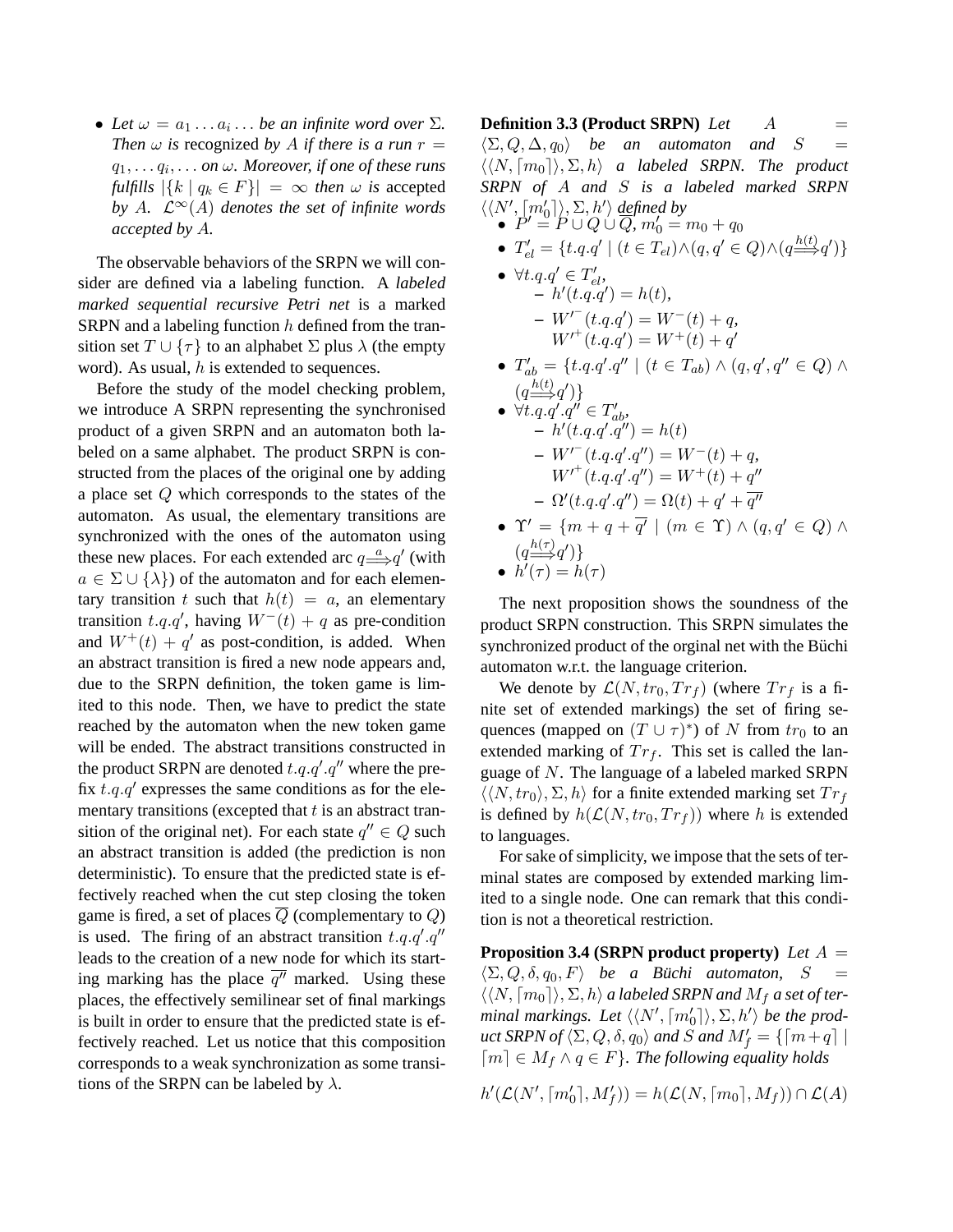- *Let $\omega = a_1 \ldots a_i \ldots$ be an infinite word over $\Sigma$. Then $\omega$ is* recognized *by $A$ if there is a run $r = q_1, \ldots q_i, \ldots$ on $\omega$. Moreover, if one of these runs fulfills $|\{k \mid q_k \in F\}| = \infty$ then $\omega$ is* accepted *by $A$. $\mathcal{L}^\infty(A)$ denotes the set of infinite words accepted by $A$.*

The observable behaviors of the SRPN we will consider are defined via a labeling function. A *labeled marked sequential recursive Petri net* is a marked SRPN and a labeling function $h$ defined from the transition set $T \cup \{\tau\}$ to an alphabet $\Sigma$ plus $\lambda$ (the empty word). As usual, $h$ is extended to sequences.

Before the study of the model checking problem, we introduce A SRPN representing the synchronised product of a given SRPN and an automaton both labeled on a same alphabet. The product SRPN is constructed from the places of the original one by adding a place set $Q$ which corresponds to the states of the automaton. As usual, the elementary transitions are synchronized with the ones of the automaton using these new places. For each extended arc $q \overset{a}{\Longrightarrow} q'$ (with $a \in \Sigma \cup \{\lambda\}$) of the automaton and for each elementary transition $t$ such that $h(t) = a$, an elementary transition $t.q.q'$, having $W^-(t) + q$ as pre-condition and $W^+(t) + q'$ as post-condition, is added. When an abstract transition is fired a new node appears and, due to the SRPN definition, the token game is limited to this node. Then, we have to predict the state reached by the automaton when the new token game will be ended. The abstract transitions constructed in the product SRPN are denoted $t.q.q'.q''$ where the prefix $t.q.q'$ expresses the same conditions as for the elementary transitions (excepted that $t$ is an abstract transition of the original net). For each state $q'' \in Q$ such an abstract transition is added (the prediction is non deterministic). To ensure that the predicted state is effectively reached when the cut step closing the token game is fired, a set of places $\overline{Q}$ (complementary to $Q$) is used. The firing of an abstract transition $t.q.q'.q''$ leads to the creation of a new node for which its starting marking has the place $\overline{q''}$ marked. Using these places, the effectively semilinear set of final markings is built in order to ensure that the predicted state is effectively reached. Let us notice that this composition corresponds to a weak synchronization as some transitions of the SRPN can be labeled by $\lambda$.

**Definition 3.3 (Product SRPN)** *Let $A = \langle \Sigma, Q, \Delta, q_0 \rangle$ be an automaton and $S = \langle \langle N, \lceil m_0 \rceil \rangle, \Sigma, h \rangle$ a labeled SRPN. The product SRPN of $A$ and $S$ is a labeled marked SRPN $\langle \langle N', \lceil m'_0 \rceil \rangle, \Sigma, h' \rangle$ defined by*

- $P' = P \cup Q \cup \overline{Q}$, $m'_0 = m_0 + q_0$
- $T'_{el} = \{t.q.q' \mid (t \in T_{el}) \wedge (q, q' \in Q) \wedge (q \overset{h(t)}{\Longrightarrow} q')\}$
- $\forall t.q.q' \in T'_{el}$,
  - $h'(t.q.q') = h(t)$,
  - $W'^-(t.q.q') = W^-(t) + q$, $W'^+(t.q.q') = W^+(t) + q'$
- $T'_{ab} = \{t.q.q'.q'' \mid (t \in T_{ab}) \wedge (q, q', q'' \in Q) \wedge (q \overset{h(t)}{\Longrightarrow} q')\}$
- $\forall t.q.q'.q'' \in T'_{ab}$,
  - $h'(t.q.q'.q'') = h(t)$
  - $W'^-(t.q.q'.q'') = W^-(t) + q$, $W'^+(t.q.q'.q'') = W^+(t) + q''$
  - $\Omega'(t.q.q'.q'') = \Omega(t) + q' + \overline{q''}$
- $\Upsilon' = \{m + q + \overline{q'} \mid (m \in \Upsilon) \wedge (q, q' \in Q) \wedge (q \overset{h(\tau)}{\Longrightarrow} q')\}$
- $h'(\tau) = h(\tau)$

The next proposition shows the soundness of the product SRPN construction. This SRPN simulates the synchronized product of the orginal net with the Büchi automaton w.r.t. the language criterion.

We denote by $\mathcal{L}(N, tr_0, Tr_f)$ (where $Tr_f$ is a finite set of extended markings) the set of firing sequences (mapped on $(T \cup \tau)^*$) of $N$ from $tr_0$ to an extended marking of $Tr_f$. This set is called the language of $N$. The language of a labeled marked SRPN $\langle \langle N, tr_0 \rangle, \Sigma, h \rangle$ for a finite extended marking set $Tr_f$ is defined by $h(\mathcal{L}(N, tr_0, Tr_f))$ where $h$ is extended to languages.

For sake of simplicity, we impose that the sets of terminal states are composed by extended marking limited to a single node. One can remark that this condition is not a theoretical restriction.

**Proposition 3.4 (SRPN product property)** *Let $A = \langle \Sigma, Q, \delta, q_0, F \rangle$ be a Büchi automaton, $S = \langle \langle N, \lceil m_0 \rceil \rangle, \Sigma, h \rangle$ a labeled SRPN and $M_f$ a set of terminal markings. Let $\langle \langle N', \lceil m'_0 \rceil \rangle, \Sigma, h' \rangle$ be the product SRPN of $\langle \Sigma, Q, \delta, q_0 \rangle$ and $S$ and $M'_f = \{\lceil m + q \rceil \mid \lceil m \rceil \in M_f \wedge q \in F\}$. The following equality holds*

$$h'(\mathcal{L}(N', \lceil m'_0 \rceil, M'_f)) = h(\mathcal{L}(N, \lceil m_0 \rceil, M_f)) \cap \mathcal{L}(A)$$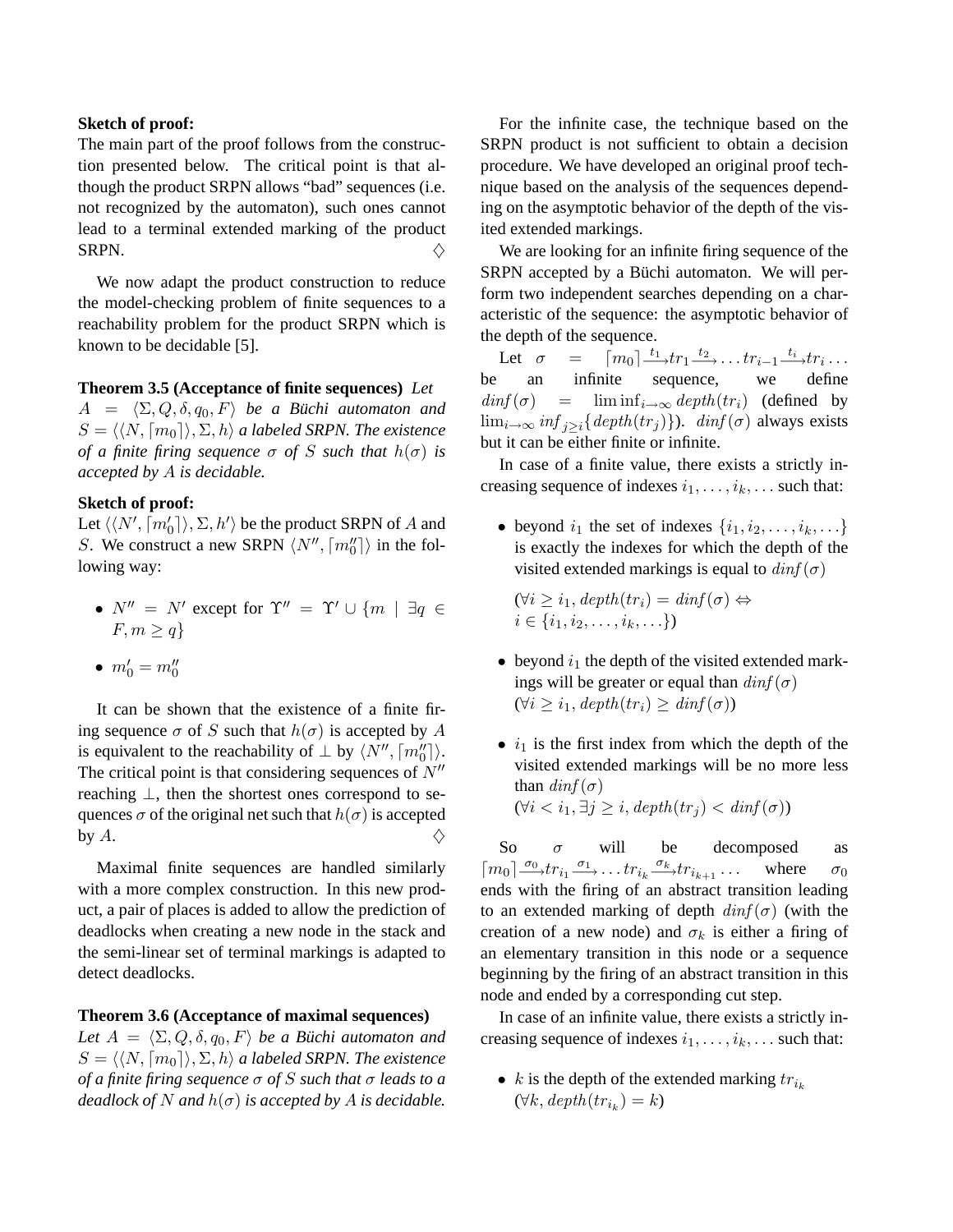**Sketch of proof:**
The main part of the proof follows from the construction presented below. The critical point is that although the product SRPN allows "bad" sequences (i.e. not recognized by the automaton), such ones cannot lead to a terminal extended marking of the product SRPN. $\diamondsuit$

We now adapt the product construction to reduce the model-checking problem of finite sequences to a reachability problem for the product SRPN which is known to be decidable [5].

**Theorem 3.5 (Acceptance of finite sequences)** *Let $A = \langle \Sigma, Q, \delta, q_0, F \rangle$ be a Büchi automaton and $S = \langle \langle N, \lceil m_0 \rceil \rangle, \Sigma, h \rangle$ a labeled SRPN. The existence of a finite firing sequence $\sigma$ of $S$ such that $h(\sigma)$ is accepted by $A$ is decidable.*

**Sketch of proof:**
Let $\langle \langle N', \lceil m'_0 \rceil \rangle, \Sigma, h' \rangle$ be the product SRPN of $A$ and $S$. We construct a new SRPN $\langle N'', \lceil m''_0 \rceil \rangle$ in the following way:

- $N'' = N'$ except for $\Upsilon'' = \Upsilon' \cup \{m \mid \exists q \in F, m \geq q\}$
- $m'_0 = m''_0$

It can be shown that the existence of a finite firing sequence $\sigma$ of $S$ such that $h(\sigma)$ is accepted by $A$ is equivalent to the reachability of $\perp$ by $\langle N'', \lceil m''_0 \rceil \rangle$. The critical point is that considering sequences of $N''$ reaching $\perp$, then the shortest ones correspond to sequences $\sigma$ of the original net such that $h(\sigma)$ is accepted by $A$. $\diamondsuit$

Maximal finite sequences are handled similarly with a more complex construction. In this new product, a pair of places is added to allow the prediction of deadlocks when creating a new node in the stack and the semi-linear set of terminal markings is adapted to detect deadlocks.

**Theorem 3.6 (Acceptance of maximal sequences)** *Let $A = \langle \Sigma, Q, \delta, q_0, F \rangle$ be a Büchi automaton and $S = \langle \langle N, \lceil m_0 \rceil \rangle, \Sigma, h \rangle$ a labeled SRPN. The existence of a finite firing sequence $\sigma$ of $S$ such that $\sigma$ leads to a deadlock of $N$ and $h(\sigma)$ is accepted by $A$ is decidable.*

For the infinite case, the technique based on the SRPN product is not sufficient to obtain a decision procedure. We have developed an original proof technique based on the analysis of the sequences depending on the asymptotic behavior of the depth of the visited extended markings.

We are looking for an infinite firing sequence of the SRPN accepted by a Büchi automaton. We will perform two independent searches depending on a characteristic of the sequence: the asymptotic behavior of the depth of the sequence.

Let $\sigma = \lceil m_0 \rceil \xrightarrow{t_1} tr_1 \xrightarrow{t_2} \ldots tr_{i-1} \xrightarrow{t_i} tr_i \ldots$ be an infinite sequence, we define $dinf(\sigma) = \liminf_{i \to \infty} depth(tr_i)$ (defined by $\lim_{i \to \infty} inf_{j \geq i}\{depth(tr_j)\}$). $dinf(\sigma)$ always exists but it can be either finite or infinite.

In case of a finite value, there exists a strictly increasing sequence of indexes $i_1, \ldots, i_k, \ldots$ such that:

- beyond $i_1$ the set of indexes $\{i_1, i_2, \ldots, i_k, \ldots\}$ is exactly the indexes for which the depth of the visited extended markings is equal to $dinf(\sigma)$

  ($\forall i \geq i_1, depth(tr_i) = dinf(\sigma) \Leftrightarrow i \in \{i_1, i_2, \ldots, i_k, \ldots\}$)
- beyond $i_1$ the depth of the visited extended markings will be greater or equal than $dinf(\sigma)$ ($\forall i \geq i_1, depth(tr_i) \geq dinf(\sigma)$)
- $i_1$ is the first index from which the depth of the visited extended markings will be no more less than $dinf(\sigma)$ ($\forall i < i_1, \exists j \geq i, depth(tr_j) < dinf(\sigma)$)

So $\sigma$ will be decomposed as $\lceil m_0 \rceil \xrightarrow{\sigma_0} tr_{i_1} \xrightarrow{\sigma_1} \ldots tr_{i_k} \xrightarrow{\sigma_k} tr_{i_{k+1}} \ldots$ where $\sigma_0$ ends with the firing of an abstract transition leading to an extended marking of depth $dinf(\sigma)$ (with the creation of a new node) and $\sigma_k$ is either a firing of an elementary transition in this node or a sequence beginning by the firing of an abstract transition in this node and ended by a corresponding cut step.

In case of an infinite value, there exists a strictly increasing sequence of indexes $i_1, \ldots, i_k, \ldots$ such that:

- $k$ is the depth of the extended marking $tr_{i_k}$ ($\forall k, depth(tr_{i_k}) = k$)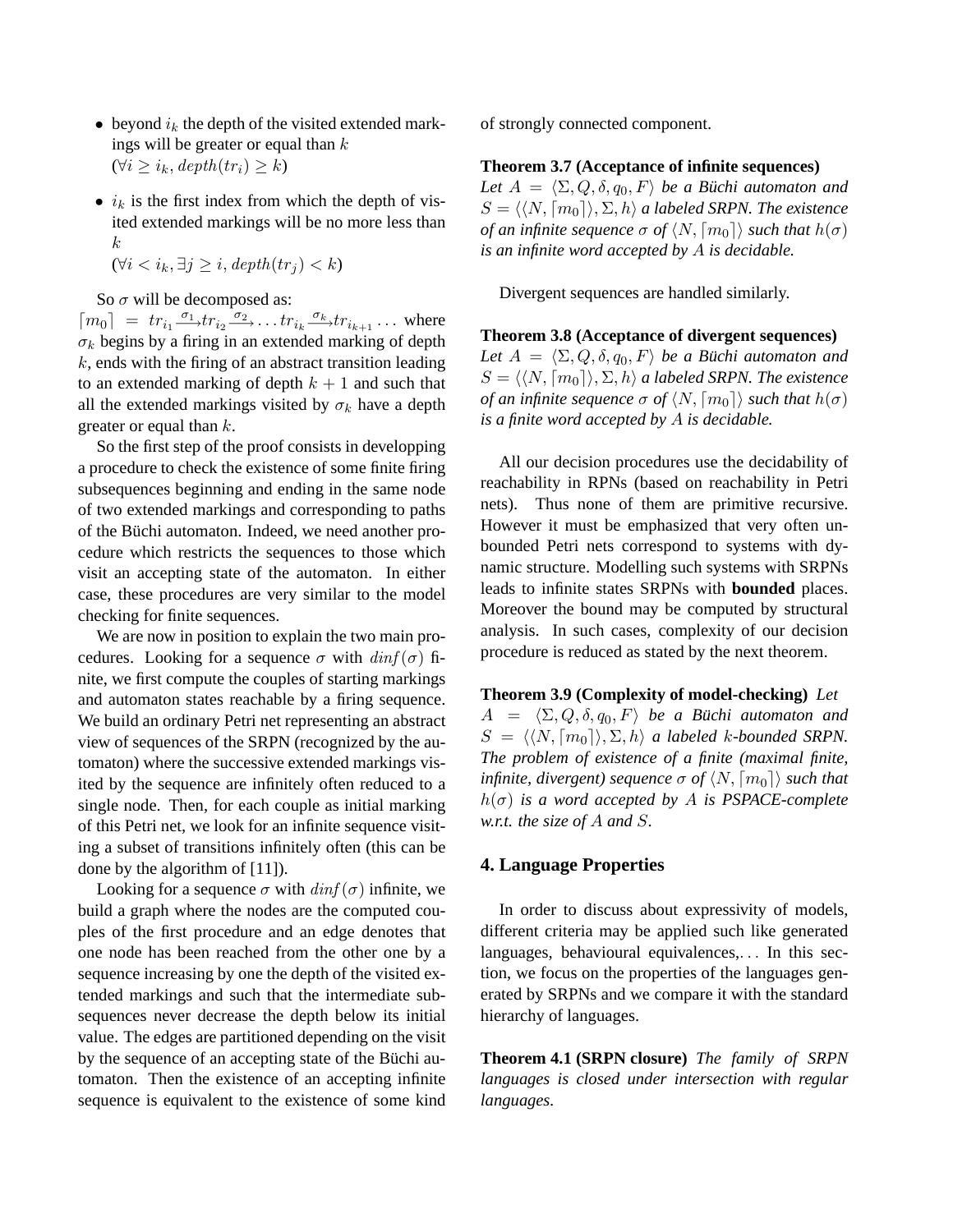- beyond $i_k$ the depth of the visited extended markings will be greater or equal than $k$
  ($\forall i \geq i_k, depth(tr_i) \geq k$)

- $i_k$ is the first index from which the depth of visited extended markings will be no more less than $k$
  ($\forall i < i_k, \exists j \geq i, depth(tr_j) < k$)

So $\sigma$ will be decomposed as:
$\lceil m_0 \rceil = tr_{i_1} \xrightarrow{\sigma_1} tr_{i_2} \xrightarrow{\sigma_2} \ldots tr_{i_k} \xrightarrow{\sigma_k} tr_{i_{k+1}} \ldots$ where $\sigma_k$ begins by a firing in an extended marking of depth $k$, ends with the firing of an abstract transition leading to an extended marking of depth $k+1$ and such that all the extended markings visited by $\sigma_k$ have a depth greater or equal than $k$.

So the first step of the proof consists in developping a procedure to check the existence of some finite firing subsequences beginning and ending in the same node of two extended markings and corresponding to paths of the Büchi automaton. Indeed, we need another procedure which restricts the sequences to those which visit an accepting state of the automaton. In either case, these procedures are very similar to the model checking for finite sequences.

We are now in position to explain the two main procedures. Looking for a sequence $\sigma$ with $dinf(\sigma)$ finite, we first compute the couples of starting markings and automaton states reachable by a firing sequence. We build an ordinary Petri net representing an abstract view of sequences of the SRPN (recognized by the automaton) where the successive extended markings visited by the sequence are infinitely often reduced to a single node. Then, for each couple as initial marking of this Petri net, we look for an infinite sequence visiting a subset of transitions infinitely often (this can be done by the algorithm of [11]).

Looking for a sequence $\sigma$ with $dinf(\sigma)$ infinite, we build a graph where the nodes are the computed couples of the first procedure and an edge denotes that one node has been reached from the other one by a sequence increasing by one the depth of the visited extended markings and such that the intermediate subsequences never decrease the depth below its initial value. The edges are partitioned depending on the visit by the sequence of an accepting state of the Büchi automaton. Then the existence of an accepting infinite sequence is equivalent to the existence of some kind of strongly connected component.

**Theorem 3.7 (Acceptance of infinite sequences)** *Let $A = \langle \Sigma, Q, \delta, q_0, F \rangle$ be a Büchi automaton and $S = \langle \langle N, \lceil m_0 \rceil \rangle, \Sigma, h \rangle$ a labeled SRPN. The existence of an infinite sequence $\sigma$ of $\langle N, \lceil m_0 \rceil \rangle$ such that $h(\sigma)$ is an infinite word accepted by $A$ is decidable.*

Divergent sequences are handled similarly.

**Theorem 3.8 (Acceptance of divergent sequences)** *Let $A = \langle \Sigma, Q, \delta, q_0, F \rangle$ be a Büchi automaton and $S = \langle \langle N, \lceil m_0 \rceil \rangle, \Sigma, h \rangle$ a labeled SRPN. The existence of an infinite sequence $\sigma$ of $\langle N, \lceil m_0 \rceil \rangle$ such that $h(\sigma)$ is a finite word accepted by $A$ is decidable.*

All our decision procedures use the decidability of reachability in RPNs (based on reachability in Petri nets). Thus none of them are primitive recursive. However it must be emphasized that very often unbounded Petri nets correspond to systems with dynamic structure. Modelling such systems with SRPNs leads to infinite states SRPNs with **bounded** places. Moreover the bound may be computed by structural analysis. In such cases, complexity of our decision procedure is reduced as stated by the next theorem.

**Theorem 3.9 (Complexity of model-checking)** *Let $A = \langle \Sigma, Q, \delta, q_0, F \rangle$ be a Büchi automaton and $S = \langle \langle N, \lceil m_0 \rceil \rangle, \Sigma, h \rangle$ a labeled $k$-bounded SRPN. The problem of existence of a finite (maximal finite, infinite, divergent) sequence $\sigma$ of $\langle N, \lceil m_0 \rceil \rangle$ such that $h(\sigma)$ is a word accepted by $A$ is PSPACE-complete w.r.t. the size of $A$ and $S$.*

## 4. Language Properties

In order to discuss about expressivity of models, different criteria may be applied such like generated languages, behavioural equivalences,... In this section, we focus on the properties of the languages generated by SRPNs and we compare it with the standard hierarchy of languages.

**Theorem 4.1 (SRPN closure)** *The family of SRPN languages is closed under intersection with regular languages.*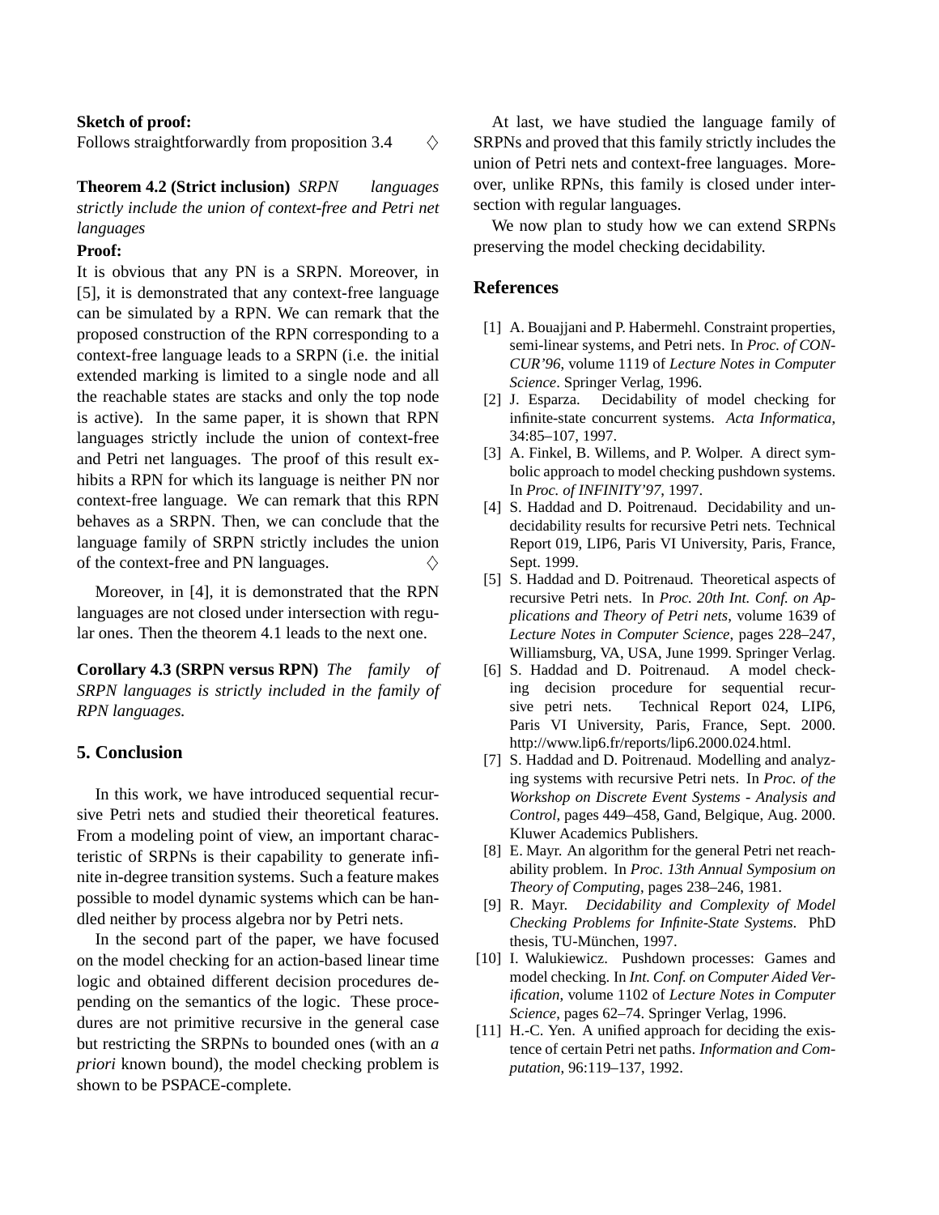**Sketch of proof:**

Follows straightforwardly from proposition 3.4 ♢

**Theorem 4.2 (Strict inclusion)** *SRPN languages strictly include the union of context-free and Petri net languages*

**Proof:**

It is obvious that any PN is a SRPN. Moreover, in [5], it is demonstrated that any context-free language can be simulated by a RPN. We can remark that the proposed construction of the RPN corresponding to a context-free language leads to a SRPN (i.e. the initial extended marking is limited to a single node and all the reachable states are stacks and only the top node is active). In the same paper, it is shown that RPN languages strictly include the union of context-free and Petri net languages. The proof of this result exhibits a RPN for which its language is neither PN nor context-free language. We can remark that this RPN behaves as a SRPN. Then, we can conclude that the language family of SRPN strictly includes the union of the context-free and PN languages. ♢

Moreover, in [4], it is demonstrated that the RPN languages are not closed under intersection with regular ones. Then the theorem 4.1 leads to the next one.

**Corollary 4.3 (SRPN versus RPN)** *The family of SRPN languages is strictly included in the family of RPN languages.*

## 5. Conclusion

In this work, we have introduced sequential recursive Petri nets and studied their theoretical features. From a modeling point of view, an important characteristic of SRPNs is their capability to generate infinite in-degree transition systems. Such a feature makes possible to model dynamic systems which can be handled neither by process algebra nor by Petri nets.

In the second part of the paper, we have focused on the model checking for an action-based linear time logic and obtained different decision procedures depending on the semantics of the logic. These procedures are not primitive recursive in the general case but restricting the SRPNs to bounded ones (with an *a priori* known bound), the model checking problem is shown to be PSPACE-complete.

At last, we have studied the language family of SRPNs and proved that this family strictly includes the union of Petri nets and context-free languages. Moreover, unlike RPNs, this family is closed under intersection with regular languages.

We now plan to study how we can extend SRPNs preserving the model checking decidability.

## References

[1] A. Bouajjani and P. Habermehl. Constraint properties, semi-linear systems, and Petri nets. In *Proc. of CONCUR'96*, volume 1119 of *Lecture Notes in Computer Science*. Springer Verlag, 1996.

[2] J. Esparza. Decidability of model checking for infinite-state concurrent systems. *Acta Informatica*, 34:85–107, 1997.

[3] A. Finkel, B. Willems, and P. Wolper. A direct symbolic approach to model checking pushdown systems. In *Proc. of INFINITY'97*, 1997.

[4] S. Haddad and D. Poitrenaud. Decidability and undecidability results for recursive Petri nets. Technical Report 019, LIP6, Paris VI University, Paris, France, Sept. 1999.

[5] S. Haddad and D. Poitrenaud. Theoretical aspects of recursive Petri nets. In *Proc. 20th Int. Conf. on Applications and Theory of Petri nets*, volume 1639 of *Lecture Notes in Computer Science*, pages 228–247, Williamsburg, VA, USA, June 1999. Springer Verlag.

[6] S. Haddad and D. Poitrenaud. A model checking decision procedure for sequential recursive petri nets. Technical Report 024, LIP6, Paris VI University, Paris, France, Sept. 2000. http://www.lip6.fr/reports/lip6.2000.024.html.

[7] S. Haddad and D. Poitrenaud. Modelling and analyzing systems with recursive Petri nets. In *Proc. of the Workshop on Discrete Event Systems - Analysis and Control*, pages 449–458, Gand, Belgique, Aug. 2000. Kluwer Academics Publishers.

[8] E. Mayr. An algorithm for the general Petri net reachability problem. In *Proc. 13th Annual Symposium on Theory of Computing*, pages 238–246, 1981.

[9] R. Mayr. *Decidability and Complexity of Model Checking Problems for Infinite-State Systems*. PhD thesis, TU-München, 1997.

[10] I. Walukiewicz. Pushdown processes: Games and model checking. In *Int. Conf. on Computer Aided Verification*, volume 1102 of *Lecture Notes in Computer Science*, pages 62–74. Springer Verlag, 1996.

[11] H.-C. Yen. A unified approach for deciding the existence of certain Petri net paths. *Information and Computation*, 96:119–137, 1992.